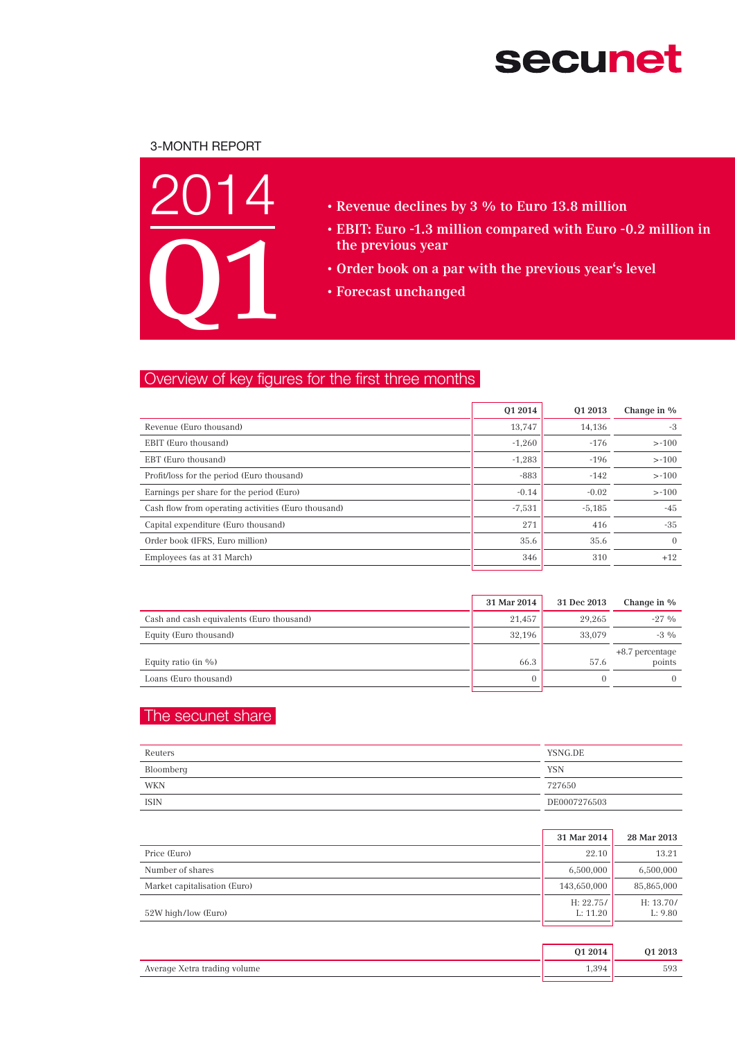secunet

3-MONTH REPORT

# 2014 Q1

- Revenue declines by 3 % to Euro 13.8 million
- EBIT: Euro -1.3 million compared with Euro -0.2 million in the previous year
- Order book on a par with the previous year's level
- Forecast unchanged

## Overview of key figures for the first three months

| | Q1 2014 | Q1 2013 | Change in % |
|---|---|---|---|
| Revenue (Euro thousand) | 13,747 | 14,136 | -3 |
| EBIT (Euro thousand) | -1,260 | -176 | >-100 |
| EBT (Euro thousand) | -1,283 | -196 | >-100 |
| Profit/loss for the period (Euro thousand) | -883 | -142 | >-100 |
| Earnings per share for the period (Euro) | -0.14 | -0.02 | >-100 |
| Cash flow from operating activities (Euro thousand) | -7,531 | -5,185 | -45 |
| Capital expenditure (Euro thousand) | 271 | 416 | -35 |
| Order book (IFRS, Euro million) | 35.6 | 35.6 | 0 |
| Employees (as at 31 March) | 346 | 310 | +12 |

| | 31 Mar 2014 | 31 Dec 2013 | Change in % |
|---|---|---|---|
| Cash and cash equivalents (Euro thousand) | 21,457 | 29,265 | -27 % |
| Equity (Euro thousand) | 32,196 | 33,079 | -3 % |
| Equity ratio (in %) | 66.3 | 57.6 | +8.7 percentage points |
| Loans (Euro thousand) | 0 | 0 | 0 |

## The secunet share

| | |
|---|---|
| Reuters | YSNG.DE |
| Bloomberg | YSN |
| WKN | 727650 |
| ISIN | DE0007276503 |

| | 31 Mar 2014 | 28 Mar 2013 |
|---|---|---|
| Price (Euro) | 22.10 | 13.21 |
| Number of shares | 6,500,000 | 6,500,000 |
| Market capitalisation (Euro) | 143,650,000 | 85,865,000 |
| 52W high/low (Euro) | H: 22.75/ L: 11.20 | H: 13.70/ L: 9.80 |

| | Q1 2014 | Q1 2013 |
|---|---|---|
| Average Xetra trading volume | 1,394 | 593 |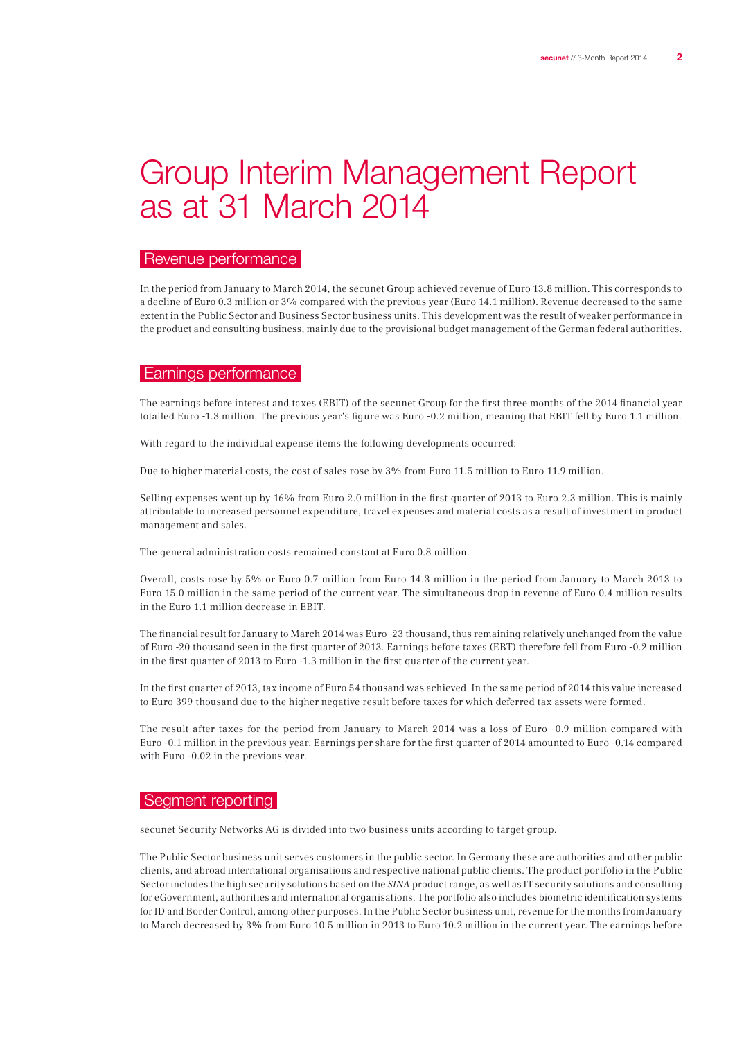# Group Interim Management Report as at 31 March 2014

## Revenue performance

In the period from January to March 2014, the secunet Group achieved revenue of Euro 13.8 million. This corresponds to a decline of Euro 0.3 million or 3% compared with the previous year (Euro 14.1 million). Revenue decreased to the same extent in the Public Sector and Business Sector business units. This development was the result of weaker performance in the product and consulting business, mainly due to the provisional budget management of the German federal authorities.

## Earnings performance

The earnings before interest and taxes (EBIT) of the secunet Group for the first three months of the 2014 financial year totalled Euro -1.3 million. The previous year's figure was Euro -0.2 million, meaning that EBIT fell by Euro 1.1 million.

With regard to the individual expense items the following developments occurred:

Due to higher material costs, the cost of sales rose by 3% from Euro 11.5 million to Euro 11.9 million.

Selling expenses went up by 16% from Euro 2.0 million in the first quarter of 2013 to Euro 2.3 million. This is mainly attributable to increased personnel expenditure, travel expenses and material costs as a result of investment in product management and sales.

The general administration costs remained constant at Euro 0.8 million.

Overall, costs rose by 5% or Euro 0.7 million from Euro 14.3 million in the period from January to March 2013 to Euro 15.0 million in the same period of the current year. The simultaneous drop in revenue of Euro 0.4 million results in the Euro 1.1 million decrease in EBIT.

The financial result for January to March 2014 was Euro -23 thousand, thus remaining relatively unchanged from the value of Euro -20 thousand seen in the first quarter of 2013. Earnings before taxes (EBT) therefore fell from Euro -0.2 million in the first quarter of 2013 to Euro -1.3 million in the first quarter of the current year.

In the first quarter of 2013, tax income of Euro 54 thousand was achieved. In the same period of 2014 this value increased to Euro 399 thousand due to the higher negative result before taxes for which deferred tax assets were formed.

The result after taxes for the period from January to March 2014 was a loss of Euro -0.9 million compared with Euro -0.1 million in the previous year. Earnings per share for the first quarter of 2014 amounted to Euro -0.14 compared with Euro -0.02 in the previous year.

## Segment reporting

secunet Security Networks AG is divided into two business units according to target group.

The Public Sector business unit serves customers in the public sector. In Germany these are authorities and other public clients, and abroad international organisations and respective national public clients. The product portfolio in the Public Sector includes the high security solutions based on the *SINA* product range, as well as IT security solutions and consulting for eGovernment, authorities and international organisations. The portfolio also includes biometric identification systems for ID and Border Control, among other purposes. In the Public Sector business unit, revenue for the months from January to March decreased by 3% from Euro 10.5 million in 2013 to Euro 10.2 million in the current year. The earnings before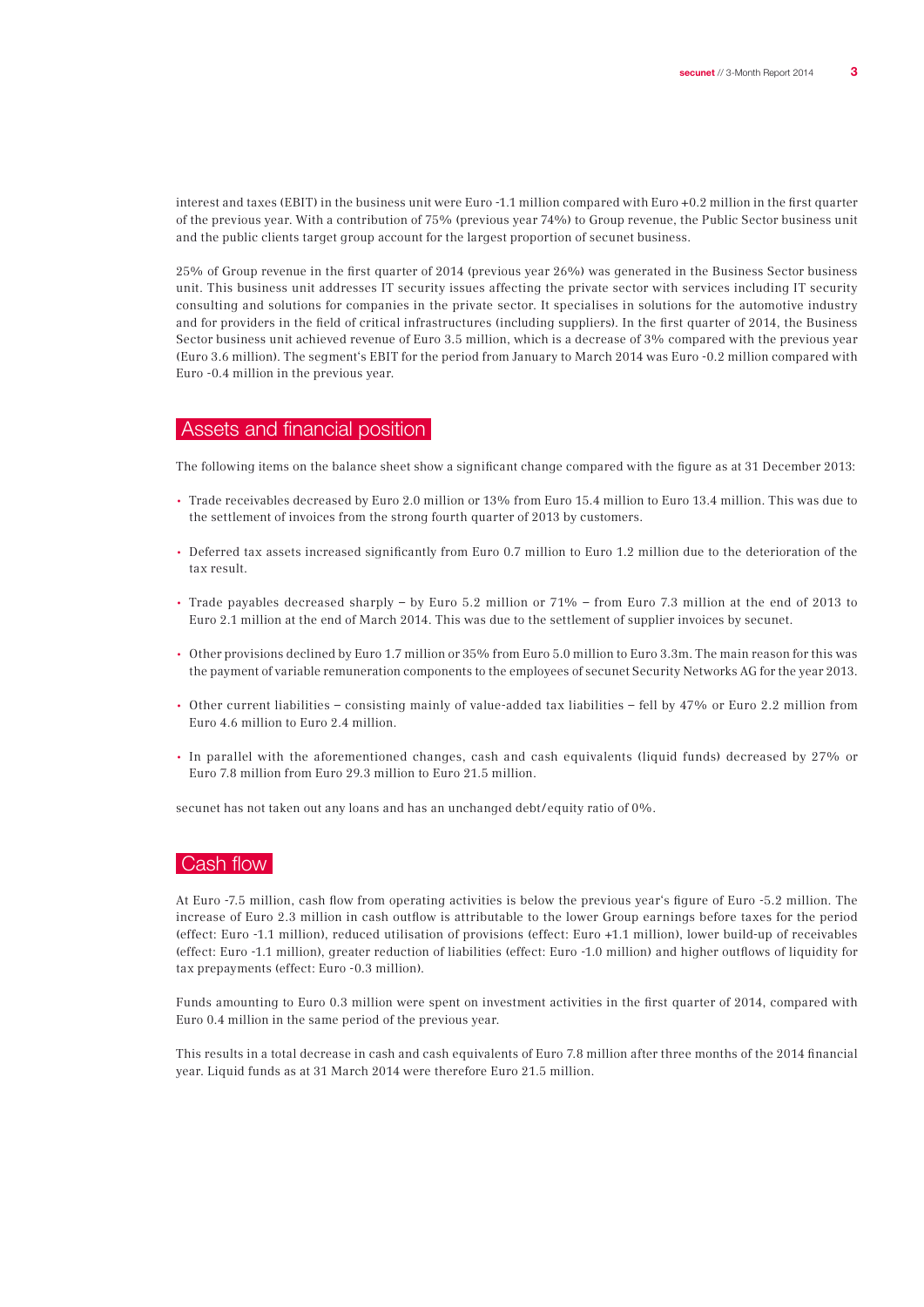interest and taxes (EBIT) in the business unit were Euro -1.1 million compared with Euro +0.2 million in the first quarter of the previous year. With a contribution of 75% (previous year 74%) to Group revenue, the Public Sector business unit and the public clients target group account for the largest proportion of secunet business.

25% of Group revenue in the first quarter of 2014 (previous year 26%) was generated in the Business Sector business unit. This business unit addresses IT security issues affecting the private sector with services including IT security consulting and solutions for companies in the private sector. It specialises in solutions for the automotive industry and for providers in the field of critical infrastructures (including suppliers). In the first quarter of 2014, the Business Sector business unit achieved revenue of Euro 3.5 million, which is a decrease of 3% compared with the previous year (Euro 3.6 million). The segment's EBIT for the period from January to March 2014 was Euro -0.2 million compared with Euro -0.4 million in the previous year.

## Assets and financial position

The following items on the balance sheet show a significant change compared with the figure as at 31 December 2013:

- Trade receivables decreased by Euro 2.0 million or 13% from Euro 15.4 million to Euro 13.4 million. This was due to the settlement of invoices from the strong fourth quarter of 2013 by customers.
- Deferred tax assets increased significantly from Euro 0.7 million to Euro 1.2 million due to the deterioration of the tax result.
- Trade payables decreased sharply – by Euro 5.2 million or 71% – from Euro 7.3 million at the end of 2013 to Euro 2.1 million at the end of March 2014. This was due to the settlement of supplier invoices by secunet.
- Other provisions declined by Euro 1.7 million or 35% from Euro 5.0 million to Euro 3.3m. The main reason for this was the payment of variable remuneration components to the employees of secunet Security Networks AG for the year 2013.
- Other current liabilities – consisting mainly of value-added tax liabilities – fell by 47% or Euro 2.2 million from Euro 4.6 million to Euro 2.4 million.
- In parallel with the aforementioned changes, cash and cash equivalents (liquid funds) decreased by 27% or Euro 7.8 million from Euro 29.3 million to Euro 21.5 million.

secunet has not taken out any loans and has an unchanged debt/equity ratio of 0%.

## Cash flow

At Euro -7.5 million, cash flow from operating activities is below the previous year's figure of Euro -5.2 million. The increase of Euro 2.3 million in cash outflow is attributable to the lower Group earnings before taxes for the period (effect: Euro -1.1 million), reduced utilisation of provisions (effect: Euro +1.1 million), lower build-up of receivables (effect: Euro -1.1 million), greater reduction of liabilities (effect: Euro -1.0 million) and higher outflows of liquidity for tax prepayments (effect: Euro -0.3 million).

Funds amounting to Euro 0.3 million were spent on investment activities in the first quarter of 2014, compared with Euro 0.4 million in the same period of the previous year.

This results in a total decrease in cash and cash equivalents of Euro 7.8 million after three months of the 2014 financial year. Liquid funds as at 31 March 2014 were therefore Euro 21.5 million.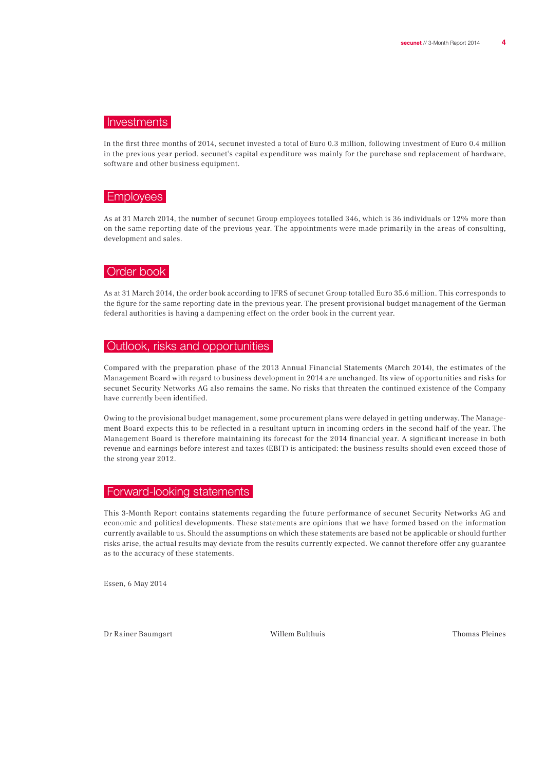## Investments

In the first three months of 2014, secunet invested a total of Euro 0.3 million, following investment of Euro 0.4 million in the previous year period. secunet's capital expenditure was mainly for the purchase and replacement of hardware, software and other business equipment.

## Employees

As at 31 March 2014, the number of secunet Group employees totalled 346, which is 36 individuals or 12% more than on the same reporting date of the previous year. The appointments were made primarily in the areas of consulting, development and sales.

## Order book

As at 31 March 2014, the order book according to IFRS of secunet Group totalled Euro 35.6 million. This corresponds to the figure for the same reporting date in the previous year. The present provisional budget management of the German federal authorities is having a dampening effect on the order book in the current year.

## Outlook, risks and opportunities

Compared with the preparation phase of the 2013 Annual Financial Statements (March 2014), the estimates of the Management Board with regard to business development in 2014 are unchanged. Its view of opportunities and risks for secunet Security Networks AG also remains the same. No risks that threaten the continued existence of the Company have currently been identified.

Owing to the provisional budget management, some procurement plans were delayed in getting underway. The Management Board expects this to be reflected in a resultant upturn in incoming orders in the second half of the year. The Management Board is therefore maintaining its forecast for the 2014 financial year. A significant increase in both revenue and earnings before interest and taxes (EBIT) is anticipated: the business results should even exceed those of the strong year 2012.

## Forward-looking statements

This 3-Month Report contains statements regarding the future performance of secunet Security Networks AG and economic and political developments. These statements are opinions that we have formed based on the information currently available to us. Should the assumptions on which these statements are based not be applicable or should further risks arise, the actual results may deviate from the results currently expected. We cannot therefore offer any guarantee as to the accuracy of these statements.

Essen, 6 May 2014

Dr Rainer Baumgart    Willem Bulthuis    Thomas Pleines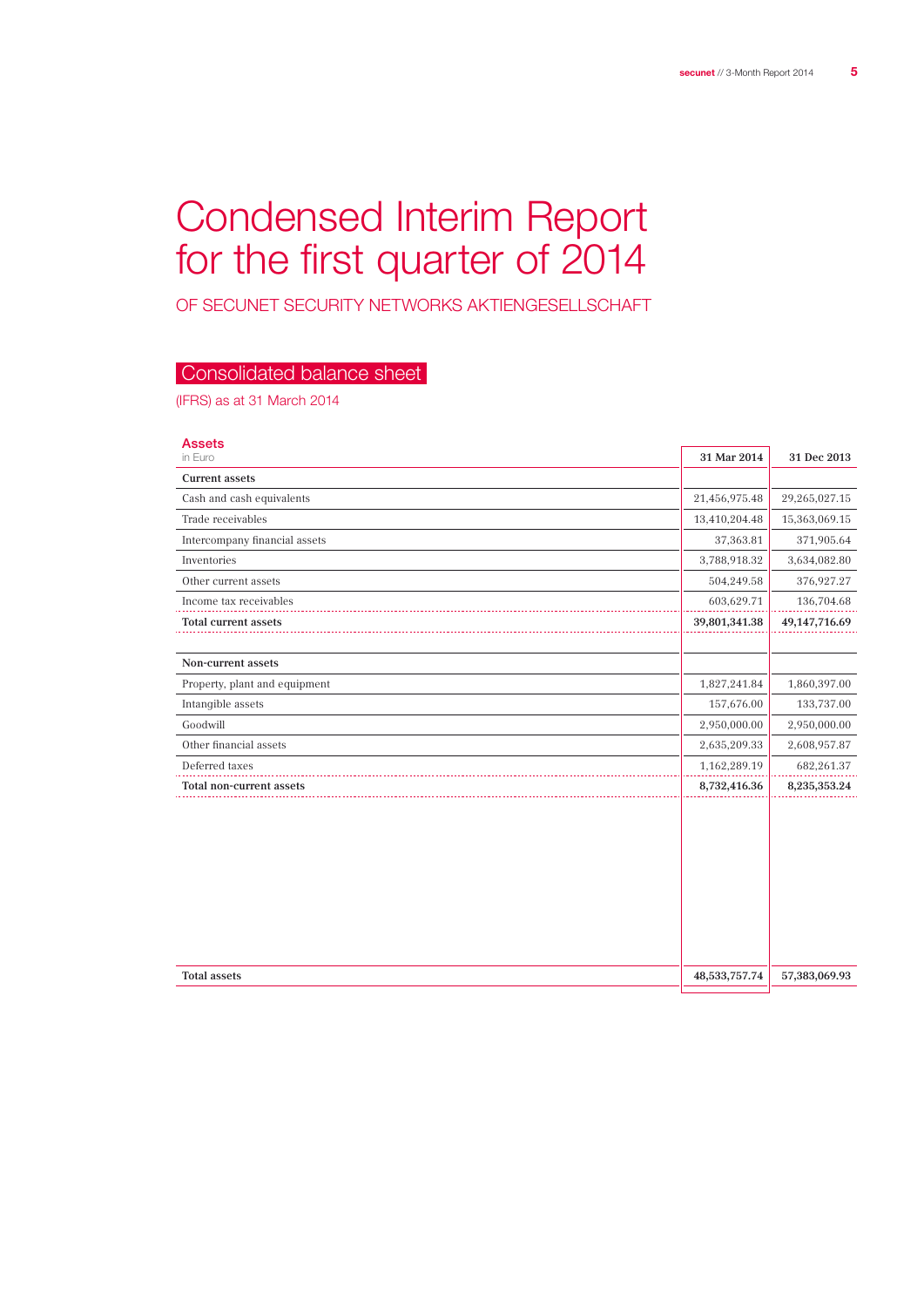# Condensed Interim Report for the first quarter of 2014

OF SECUNET SECURITY NETWORKS AKTIENGESELLSCHAFT

## Consolidated balance sheet

(IFRS) as at 31 March 2014

| Assets<br>in Euro | 31 Mar 2014 | 31 Dec 2013 |
|---|---|---|
| **Current assets** | | |
| Cash and cash equivalents | 21,456,975.48 | 29,265,027.15 |
| Trade receivables | 13,410,204.48 | 15,363,069.15 |
| Intercompany financial assets | 37,363.81 | 371,905.64 |
| Inventories | 3,788,918.32 | 3,634,082.80 |
| Other current assets | 504,249.58 | 376,927.27 |
| Income tax receivables | 603,629.71 | 136,704.68 |
| **Total current assets** | **39,801,341.38** | **49,147,716.69** |
| | | |
| Non-current assets | | |
| Property, plant and equipment | 1,827,241.84 | 1,860,397.00 |
| Intangible assets | 157,676.00 | 133,737.00 |
| Goodwill | 2,950,000.00 | 2,950,000.00 |
| Other financial assets | 2,635,209.33 | 2,608,957.87 |
| Deferred taxes | 1,162,289.19 | 682,261.37 |
| **Total non-current assets** | **8,732,416.36** | **8,235,353.24** |
| | | |
| **Total assets** | **48,533,757.74** | **57,383,069.93** |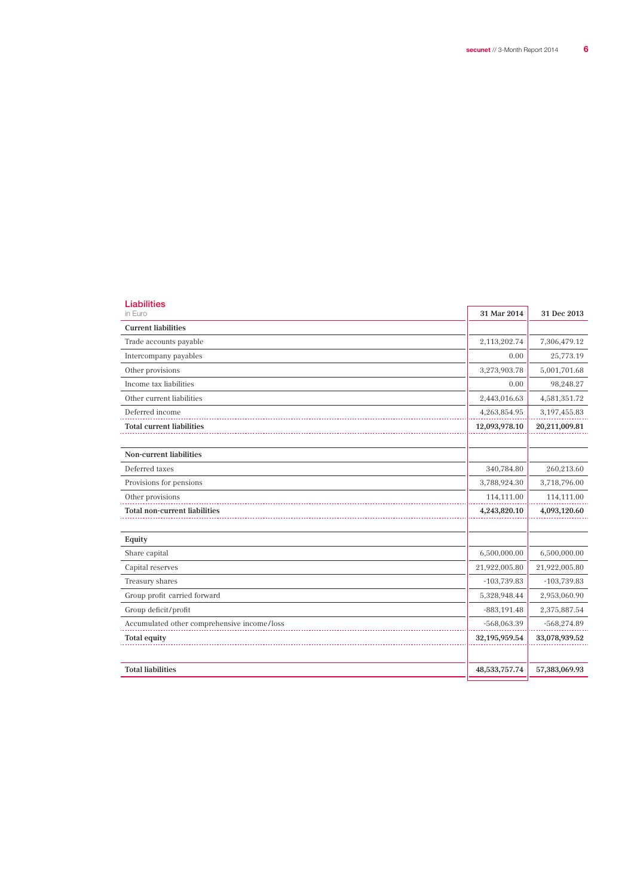## Liabilities

in Euro

| | 31 Mar 2014 | 31 Dec 2013 |
|---|---|---|
| **Current liabilities** | | |
| Trade accounts payable | 2,113,202.74 | 7,306,479.12 |
| Intercompany payables | 0.00 | 25,773.19 |
| Other provisions | 3,273,903.78 | 5,001,701.68 |
| Income tax liabilities | 0.00 | 98,248.27 |
| Other current liabilities | 2,443,016.63 | 4,581,351.72 |
| Deferred income | 4,263,854.95 | 3,197,455.83 |
| **Total current liabilities** | **12,093,978.10** | **20,211,009.81** |
| | | |
| **Non-current liabilities** | | |
| Deferred taxes | 340,784.80 | 260,213.60 |
| Provisions for pensions | 3,788,924.30 | 3,718,796.00 |
| Other provisions | 114,111.00 | 114,111.00 |
| **Total non-current liabilities** | **4,243,820.10** | **4,093,120.60** |
| | | |
| **Equity** | | |
| Share capital | 6,500,000.00 | 6,500,000.00 |
| Capital reserves | 21,922,005.80 | 21,922,005.80 |
| Treasury shares | -103,739.83 | -103,739.83 |
| Group profit carried forward | 5,328,948.44 | 2,953,060.90 |
| Group deficit/profit | -883,191.48 | 2,375,887.54 |
| Accumulated other comprehensive income/loss | -568,063.39 | -568,274.89 |
| **Total equity** | **32,195,959.54** | **33,078,939.52** |
| | | |
| **Total liabilities** | **48,533,757.74** | **57,383,069.93** |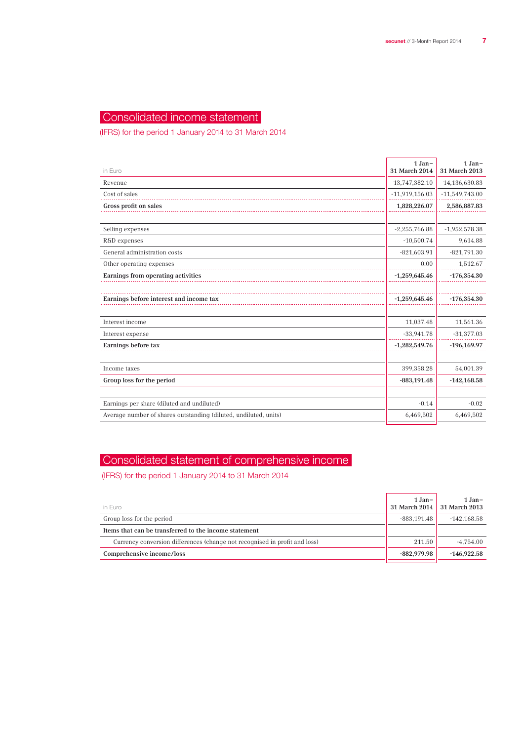# Consolidated income statement

(IFRS) for the period 1 January 2014 to 31 March 2014

| in Euro | 1 Jan– 31 March 2014 | 1 Jan– 31 March 2013 |
|---|---|---|
| Revenue | 13,747,382.10 | 14,136,630.83 |
| Cost of sales | -11,919,156.03 | -11,549,743.00 |
| **Gross profit on sales** | **1,828,226.07** | **2,586,887.83** |
| | | |
| Selling expenses | -2,255,766.88 | -1,952,578.38 |
| R&D expenses | -10,500.74 | 9,614.88 |
| General administration costs | -821,603.91 | -821,791.30 |
| Other operating expenses | 0.00 | 1,512.67 |
| **Earnings from operating activities** | **-1,259,645.46** | **-176,354.30** |
| | | |
| **Earnings before interest and income tax** | **-1,259,645.46** | **-176,354.30** |
| | | |
| Interest income | 11,037.48 | 11,561.36 |
| Interest expense | -33,941.78 | -31,377.03 |
| **Earnings before tax** | **-1,282,549.76** | **-196,169.97** |
| | | |
| Income taxes | 399,358.28 | 54,001.39 |
| **Group loss for the period** | **-883,191.48** | **-142,168.58** |
| | | |
| Earnings per share (diluted and undiluted) | -0.14 | -0.02 |
| Average number of shares outstanding (diluted, undiluted, units) | 6,469,502 | 6,469,502 |

# Consolidated statement of comprehensive income

(IFRS) for the period 1 January 2014 to 31 March 2014

| in Euro | 1 Jan– 31 March 2014 | 1 Jan– 31 March 2013 |
|---|---|---|
| Group loss for the period | -883,191.48 | -142,168.58 |
| **Items that can be transferred to the income statement** | | |
| Currency conversion differences (change not recognised in profit and loss) | 211.50 | -4,754.00 |
| **Comprehensive income/loss** | **-882,979.98** | **-146,922.58** |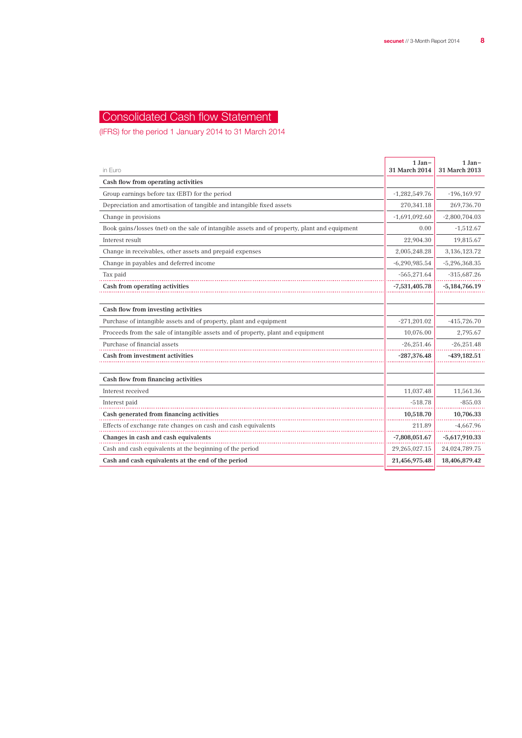# Consolidated Cash flow Statement

(IFRS) for the period 1 January 2014 to 31 March 2014

| in Euro | 1 Jan– 31 March 2014 | 1 Jan– 31 March 2013 |
|---|---|---|
| **Cash flow from operating activities** | | |
| Group earnings before tax (EBT) for the period | -1,282,549.76 | -196,169.97 |
| Depreciation and amortisation of tangible and intangible fixed assets | 270,341.18 | 269,736.70 |
| Change in provisions | -1,691,092.60 | -2,800,704.03 |
| Book gains/losses (net) on the sale of intangible assets and of property, plant and equipment | 0.00 | -1,512.67 |
| Interest result | 22,904.30 | 19,815.67 |
| Change in receivables, other assets and prepaid expenses | 2,005,248.28 | 3,136,123.72 |
| Change in payables and deferred income | -6,290,985.54 | -5,296,368.35 |
| Tax paid | -565,271.64 | -315,687.26 |
| **Cash from operating activities** | **-7,531,405.78** | **-5,184,766.19** |
| | | |
| **Cash flow from investing activities** | | |
| Purchase of intangible assets and of property, plant and equipment | -271,201.02 | -415,726.70 |
| Proceeds from the sale of intangible assets and of property, plant and equipment | 10,076.00 | 2,795.67 |
| Purchase of financial assets | -26,251.46 | -26,251.48 |
| **Cash from investment activities** | **-287,376.48** | **-439,182.51** |
| | | |
| **Cash flow from financing activities** | | |
| Interest received | 11,037.48 | 11,561.36 |
| Interest paid | -518.78 | -855.03 |
| **Cash generated from financing activities** | **10,518.70** | **10,706.33** |
| Effects of exchange rate changes on cash and cash equivalents | 211.89 | -4,667.96 |
| **Changes in cash and cash equivalents** | **-7,808,051.67** | **-5,617,910.33** |
| Cash and cash equivalents at the beginning of the period | 29,265,027.15 | 24,024,789.75 |
| **Cash and cash equivalents at the end of the period** | **21,456,975.48** | **18,406,879.42** |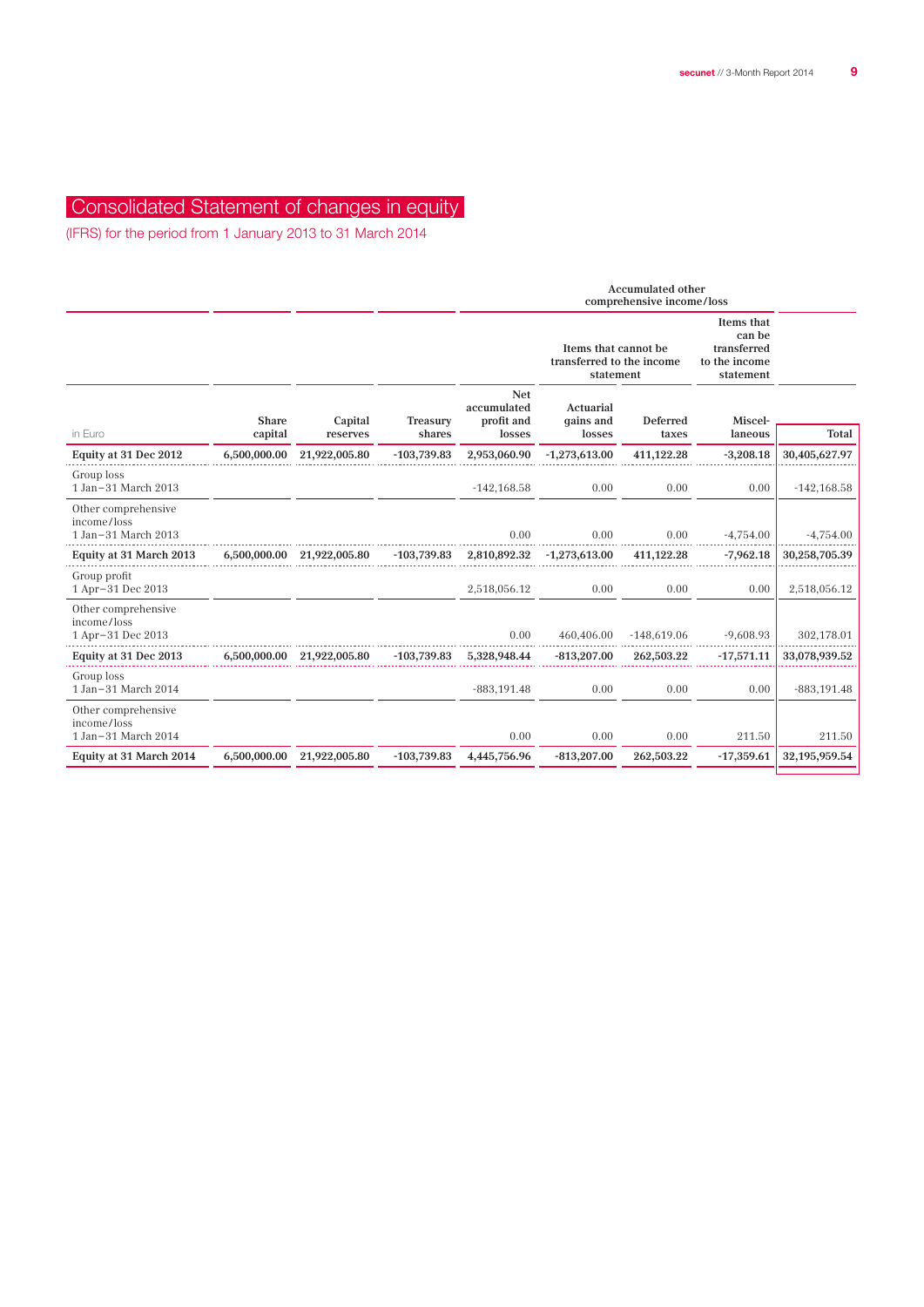# Consolidated Statement of changes in equity

(IFRS) for the period from 1 January 2013 to 31 March 2014

| | | | | | Accumulated other comprehensive income/loss | | | |
|---|---|---|---|---|---|---|---|---|
| | | | | | Items that cannot be transferred to the income statement | | Items that can be transferred to the income statement | |
| in Euro | Share capital | Capital reserves | Treasury shares | Net accumulated profit and losses | Actuarial gains and losses | Deferred taxes | Miscel-laneous | Total |
| **Equity at 31 Dec 2012** | **6,500,000.00** | **21,922,005.80** | **-103,739.83** | **2,953,060.90** | **-1,273,613.00** | **411,122.28** | **-3,208.18** | **30,405,627.97** |
| Group loss 1 Jan–31 March 2013 | | | | -142,168.58 | 0.00 | 0.00 | 0.00 | -142,168.58 |
| Other comprehensive income/loss 1 Jan–31 March 2013 | | | | 0.00 | 0.00 | 0.00 | -4,754.00 | -4,754.00 |
| **Equity at 31 March 2013** | **6,500,000.00** | **21,922,005.80** | **-103,739.83** | **2,810,892.32** | **-1,273,613.00** | **411,122.28** | **-7,962.18** | **30,258,705.39** |
| Group profit 1 Apr–31 Dec 2013 | | | | 2,518,056.12 | 0.00 | 0.00 | 0.00 | 2,518,056.12 |
| Other comprehensive income/loss 1 Apr–31 Dec 2013 | | | | 0.00 | 460,406.00 | -148,619.06 | -9,608.93 | 302,178.01 |
| **Equity at 31 Dec 2013** | **6,500,000.00** | **21,922,005.80** | **-103,739.83** | **5,328,948.44** | **-813,207.00** | **262,503.22** | **-17,571.11** | **33,078,939.52** |
| Group loss 1 Jan–31 March 2014 | | | | -883,191.48 | 0.00 | 0.00 | 0.00 | -883,191.48 |
| Other comprehensive income/loss 1 Jan–31 March 2014 | | | | 0.00 | 0.00 | 0.00 | 211.50 | 211.50 |
| **Equity at 31 March 2014** | **6,500,000.00** | **21,922,005.80** | **-103,739.83** | **4,445,756.96** | **-813,207.00** | **262,503.22** | **-17,359.61** | **32,195,959.54** |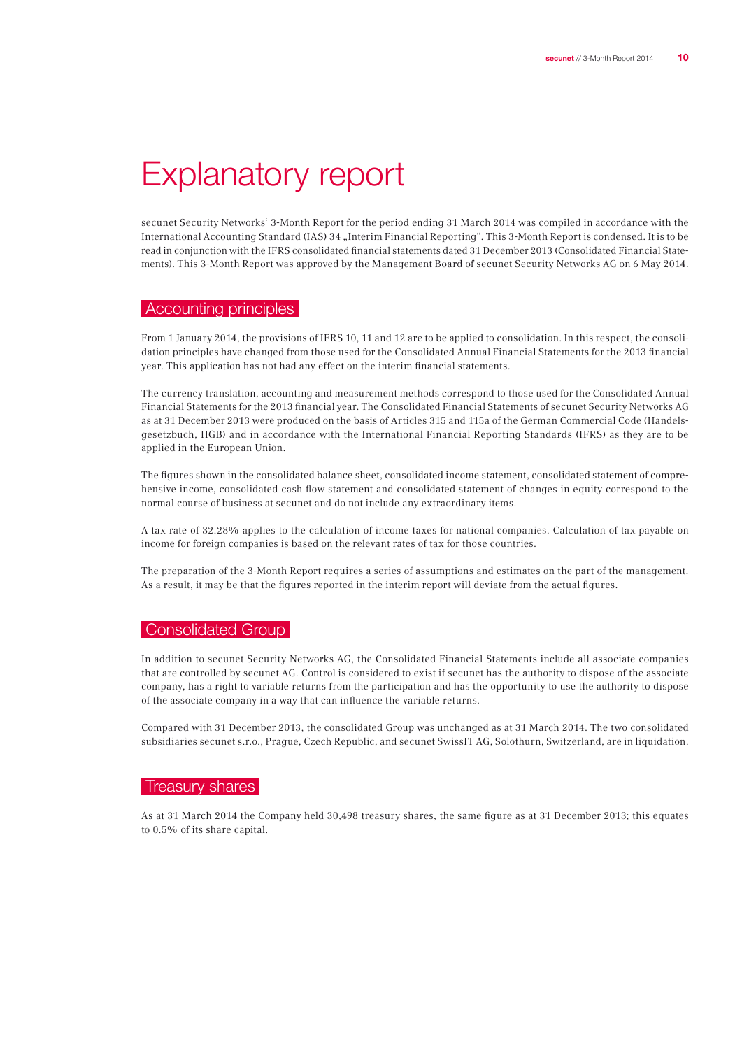# Explanatory report

secunet Security Networks' 3-Month Report for the period ending 31 March 2014 was compiled in accordance with the International Accounting Standard (IAS) 34 „Interim Financial Reporting". This 3-Month Report is condensed. It is to be read in conjunction with the IFRS consolidated financial statements dated 31 December 2013 (Consolidated Financial Statements). This 3-Month Report was approved by the Management Board of secunet Security Networks AG on 6 May 2014.

## Accounting principles

From 1 January 2014, the provisions of IFRS 10, 11 and 12 are to be applied to consolidation. In this respect, the consolidation principles have changed from those used for the Consolidated Annual Financial Statements for the 2013 financial year. This application has not had any effect on the interim financial statements.

The currency translation, accounting and measurement methods correspond to those used for the Consolidated Annual Financial Statements for the 2013 financial year. The Consolidated Financial Statements of secunet Security Networks AG as at 31 December 2013 were produced on the basis of Articles 315 and 115a of the German Commercial Code (Handelsgesetzbuch, HGB) and in accordance with the International Financial Reporting Standards (IFRS) as they are to be applied in the European Union.

The figures shown in the consolidated balance sheet, consolidated income statement, consolidated statement of comprehensive income, consolidated cash flow statement and consolidated statement of changes in equity correspond to the normal course of business at secunet and do not include any extraordinary items.

A tax rate of 32.28% applies to the calculation of income taxes for national companies. Calculation of tax payable on income for foreign companies is based on the relevant rates of tax for those countries.

The preparation of the 3-Month Report requires a series of assumptions and estimates on the part of the management. As a result, it may be that the figures reported in the interim report will deviate from the actual figures.

## Consolidated Group

In addition to secunet Security Networks AG, the Consolidated Financial Statements include all associate companies that are controlled by secunet AG. Control is considered to exist if secunet has the authority to dispose of the associate company, has a right to variable returns from the participation and has the opportunity to use the authority to dispose of the associate company in a way that can influence the variable returns.

Compared with 31 December 2013, the consolidated Group was unchanged as at 31 March 2014. The two consolidated subsidiaries secunet s.r.o., Prague, Czech Republic, and secunet SwissIT AG, Solothurn, Switzerland, are in liquidation.

## Treasury shares

As at 31 March 2014 the Company held 30,498 treasury shares, the same figure as at 31 December 2013; this equates to 0.5% of its share capital.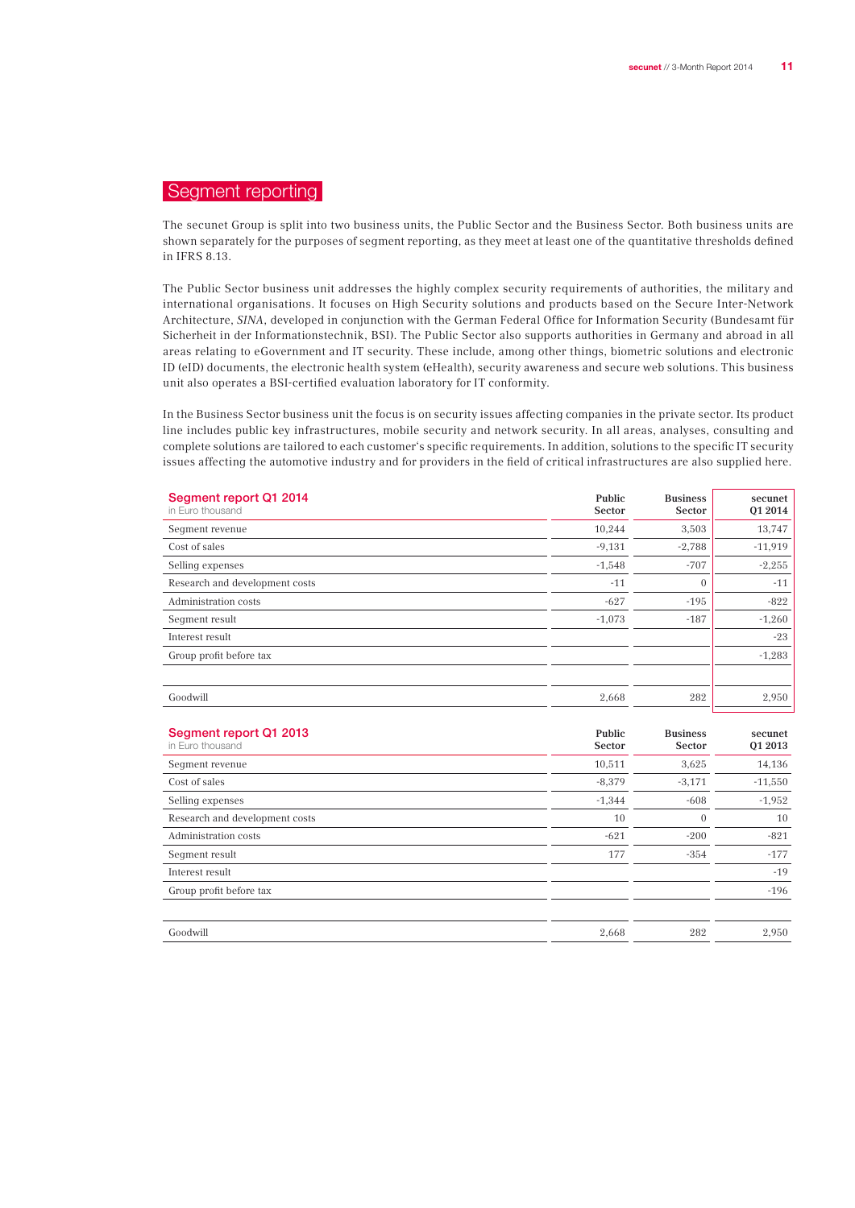# Segment reporting

The secunet Group is split into two business units, the Public Sector and the Business Sector. Both business units are shown separately for the purposes of segment reporting, as they meet at least one of the quantitative thresholds defined in IFRS 8.13.

The Public Sector business unit addresses the highly complex security requirements of authorities, the military and international organisations. It focuses on High Security solutions and products based on the Secure Inter-Network Architecture, *SINA*, developed in conjunction with the German Federal Office for Information Security (Bundesamt für Sicherheit in der Informationstechnik, BSI). The Public Sector also supports authorities in Germany and abroad in all areas relating to eGovernment and IT security. These include, among other things, biometric solutions and electronic ID (eID) documents, the electronic health system (eHealth), security awareness and secure web solutions. This business unit also operates a BSI-certified evaluation laboratory for IT conformity.

In the Business Sector business unit the focus is on security issues affecting companies in the private sector. Its product line includes public key infrastructures, mobile security and network security. In all areas, analyses, consulting and complete solutions are tailored to each customer's specific requirements. In addition, solutions to the specific IT security issues affecting the automotive industry and for providers in the field of critical infrastructures are also supplied here.

| Segment report Q1 2014<br>in Euro thousand | Public Sector | Business Sector | secunet Q1 2014 |
|---|---|---|---|
| Segment revenue | 10,244 | 3,503 | 13,747 |
| Cost of sales | -9,131 | -2,788 | -11,919 |
| Selling expenses | -1,548 | -707 | -2,255 |
| Research and development costs | -11 | 0 | -11 |
| Administration costs | -627 | -195 | -822 |
| Segment result | -1,073 | -187 | -1,260 |
| Interest result | | | -23 |
| Group profit before tax | | | -1,283 |
| | | | |
| Goodwill | 2,668 | 282 | 2,950 |

| Segment report Q1 2013<br>in Euro thousand | Public Sector | Business Sector | secunet Q1 2013 |
|---|---|---|---|
| Segment revenue | 10,511 | 3,625 | 14,136 |
| Cost of sales | -8,379 | -3,171 | -11,550 |
| Selling expenses | -1,344 | -608 | -1,952 |
| Research and development costs | 10 | 0 | 10 |
| Administration costs | -621 | -200 | -821 |
| Segment result | 177 | -354 | -177 |
| Interest result | | | -19 |
| Group profit before tax | | | -196 |
| | | | |
| Goodwill | 2,668 | 282 | 2,950 |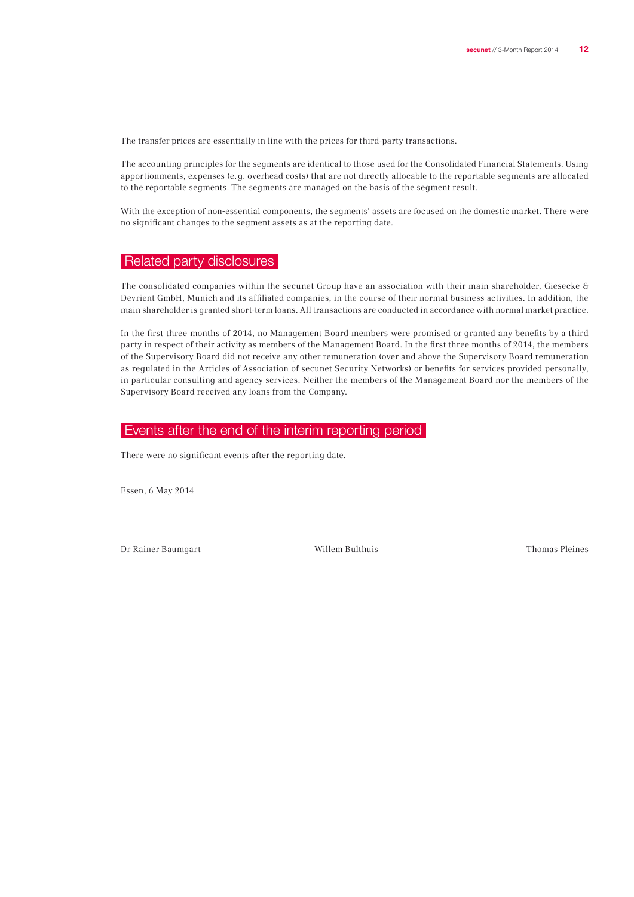The transfer prices are essentially in line with the prices for third-party transactions.

The accounting principles for the segments are identical to those used for the Consolidated Financial Statements. Using apportionments, expenses (e. g. overhead costs) that are not directly allocable to the reportable segments are allocated to the reportable segments. The segments are managed on the basis of the segment result.

With the exception of non-essential components, the segments' assets are focused on the domestic market. There were no significant changes to the segment assets as at the reporting date.

## Related party disclosures

The consolidated companies within the secunet Group have an association with their main shareholder, Giesecke & Devrient GmbH, Munich and its affiliated companies, in the course of their normal business activities. In addition, the main shareholder is granted short-term loans. All transactions are conducted in accordance with normal market practice.

In the first three months of 2014, no Management Board members were promised or granted any benefits by a third party in respect of their activity as members of the Management Board. In the first three months of 2014, the members of the Supervisory Board did not receive any other remuneration (over and above the Supervisory Board remuneration as regulated in the Articles of Association of secunet Security Networks) or benefits for services provided personally, in particular consulting and agency services. Neither the members of the Management Board nor the members of the Supervisory Board received any loans from the Company.

## Events after the end of the interim reporting period

There were no significant events after the reporting date.

Essen, 6 May 2014

Dr Rainer Baumgart          Willem Bulthuis          Thomas Pleines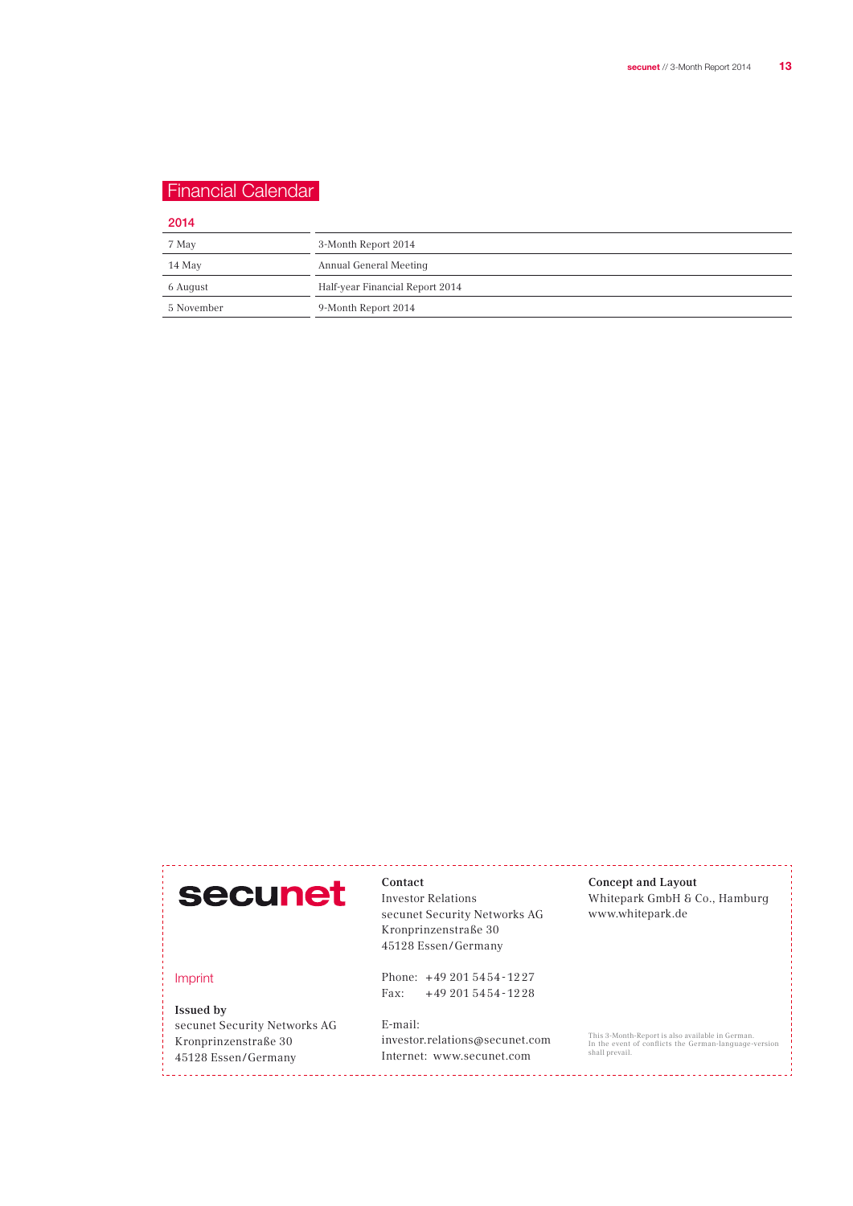# Financial Calendar

| 2014 | |
|---|---|
| 7 May | 3-Month Report 2014 |
| 14 May | Annual General Meeting |
| 6 August | Half-year Financial Report 2014 |
| 5 November | 9-Month Report 2014 |

secunet

Imprint

**Issued by**
secunet Security Networks AG
Kronprinzenstraße 30
45128 Essen/Germany

**Contact**
Investor Relations
secunet Security Networks AG
Kronprinzenstraße 30
45128 Essen/Germany

Phone: +49 201 5454-1227
Fax: +49 201 5454-1228

E-mail:
investor.relations@secunet.com
Internet: www.secunet.com

**Concept and Layout**
Whitepark GmbH & Co., Hamburg
www.whitepark.de

This 3-Month-Report is also available in German.
In the event of conflicts the German-language-version shall prevail.